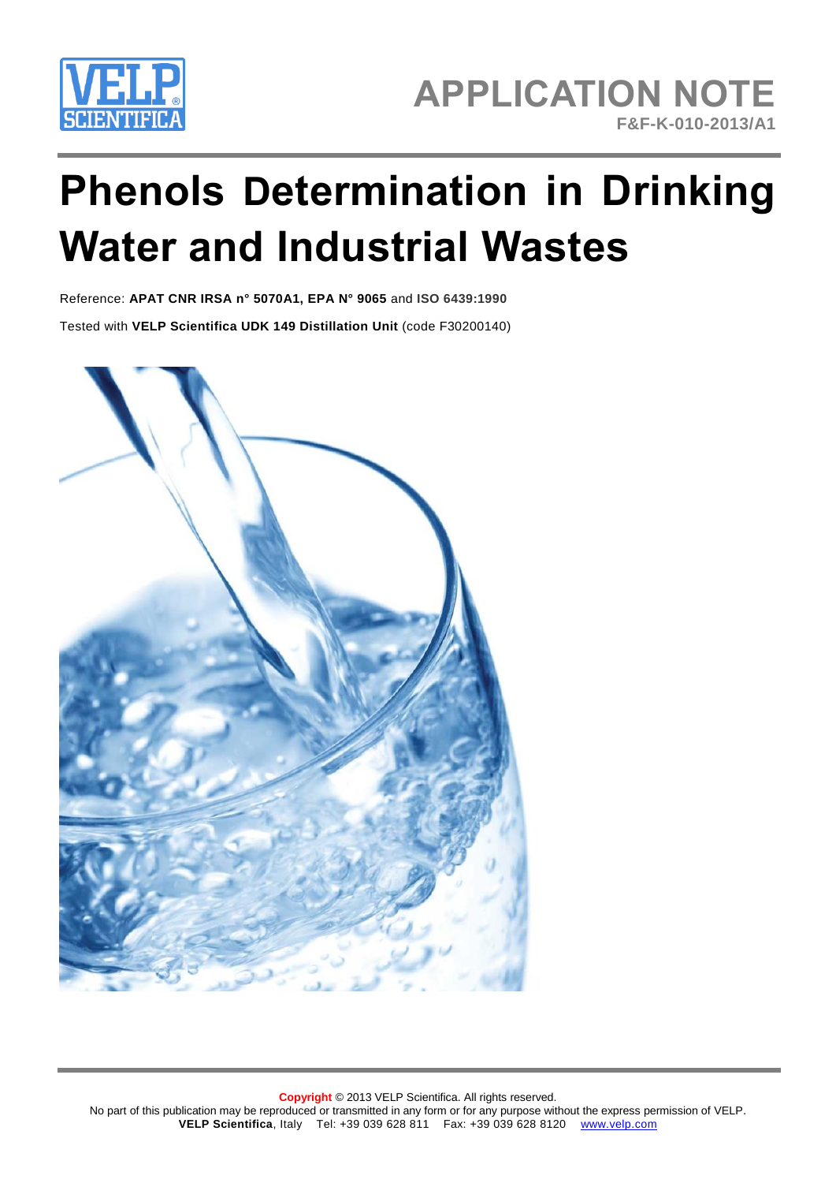VELP SCIENTIFICA

# APPLICATION NOTE

F&F-K-010-2013/A1

# Phenols Determination in Drinking Water and Industrial Wastes

Reference: **APAT CNR IRSA n° 5070A1, EPA N° 9065** and **ISO 6439:1990**

Tested with **VELP Scientifica UDK 149 Distillation Unit** (code F30200140)

**Copyright** © 2013 VELP Scientifica. All rights reserved.
No part of this publication may be reproduced or transmitted in any form or for any purpose without the express permission of VELP.
**VELP Scientifica**, Italy Tel: +39 039 628 811 Fax: +39 039 628 8120 www.velp.com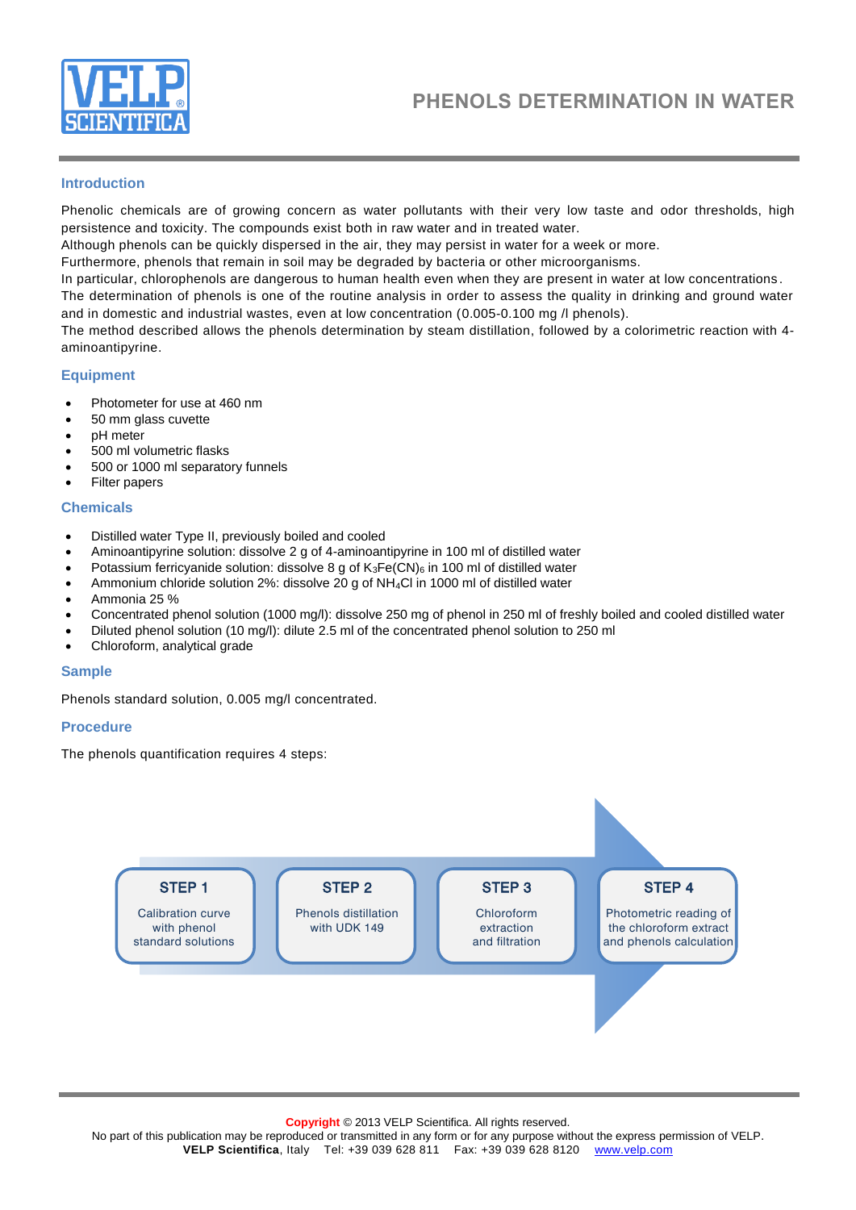# PHENOLS DETERMINATION IN WATER

## Introduction

Phenolic chemicals are of growing concern as water pollutants with their very low taste and odor thresholds, high persistence and toxicity. The compounds exist both in raw water and in treated water.
Although phenols can be quickly dispersed in the air, they may persist in water for a week or more.
Furthermore, phenols that remain in soil may be degraded by bacteria or other microorganisms.
In particular, chlorophenols are dangerous to human health even when they are present in water at low concentrations.
The determination of phenols is one of the routine analysis in order to assess the quality in drinking and ground water and in domestic and industrial wastes, even at low concentration (0.005-0.100 mg /l phenols).
The method described allows the phenols determination by steam distillation, followed by a colorimetric reaction with 4-aminoantipyrine.

## Equipment

- Photometer for use at 460 nm
- 50 mm glass cuvette
- pH meter
- 500 ml volumetric flasks
- 500 or 1000 ml separatory funnels
- Filter papers

## Chemicals

- Distilled water Type II, previously boiled and cooled
- Aminoantipyrine solution: dissolve 2 g of 4-aminoantipyrine in 100 ml of distilled water
- Potassium ferricyanide solution: dissolve 8 g of $K_3Fe(CN)_6$ in 100 ml of distilled water
- Ammonium chloride solution 2%: dissolve 20 g of $NH_4Cl$ in 1000 ml of distilled water
- Ammonia 25 %
- Concentrated phenol solution (1000 mg/l): dissolve 250 mg of phenol in 250 ml of freshly boiled and cooled distilled water
- Diluted phenol solution (10 mg/l): dilute 2.5 ml of the concentrated phenol solution to 250 ml
- Chloroform, analytical grade

## Sample

Phenols standard solution, 0.005 mg/l concentrated.

## Procedure

The phenols quantification requires 4 steps:

**STEP 1** – Calibration curve with phenol standard solutions

**STEP 2** – Phenols distillation with UDK 149

**STEP 3** – Chloroform extraction and filtration

**STEP 4** – Photometric reading of the chloroform extract and phenols calculation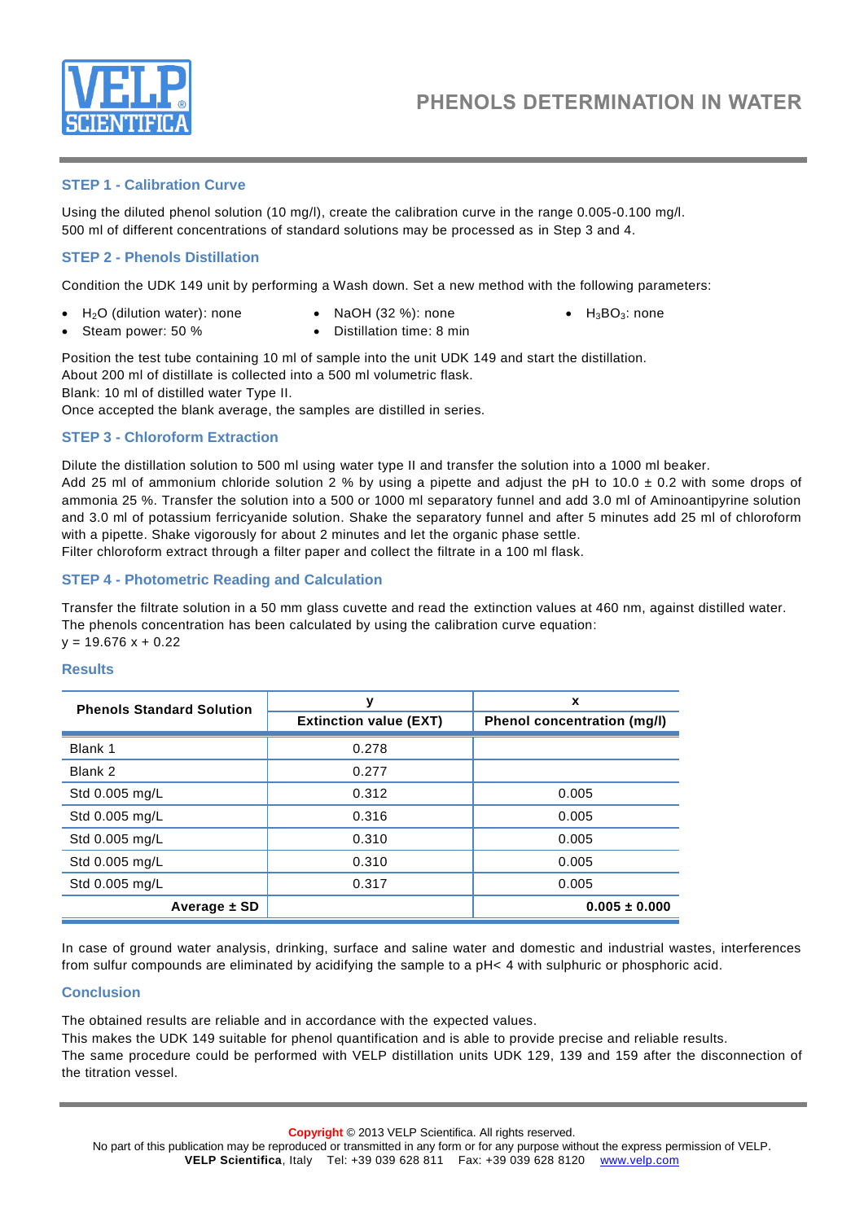# PHENOLS DETERMINATION IN WATER

## STEP 1 - Calibration Curve

Using the diluted phenol solution (10 mg/l), create the calibration curve in the range 0.005-0.100 mg/l.
500 ml of different concentrations of standard solutions may be processed as in Step 3 and 4.

## STEP 2 - Phenols Distillation

Condition the UDK 149 unit by performing a Wash down. Set a new method with the following parameters:

- $H_2O$ (dilution water): none
- NaOH (32 %): none
- $H_3BO_3$: none
- Steam power: 50 %
- Distillation time: 8 min

Position the test tube containing 10 ml of sample into the unit UDK 149 and start the distillation.
About 200 ml of distillate is collected into a 500 ml volumetric flask.
Blank: 10 ml of distilled water Type II.
Once accepted the blank average, the samples are distilled in series.

## STEP 3 - Chloroform Extraction

Dilute the distillation solution to 500 ml using water type II and transfer the solution into a 1000 ml beaker.
Add 25 ml of ammonium chloride solution 2 % by using a pipette and adjust the pH to 10.0 ± 0.2 with some drops of ammonia 25 %. Transfer the solution into a 500 or 1000 ml separatory funnel and add 3.0 ml of Aminoantipyrine solution and 3.0 ml of potassium ferricyanide solution. Shake the separatory funnel and after 5 minutes add 25 ml of chloroform with a pipette. Shake vigorously for about 2 minutes and let the organic phase settle.
Filter chloroform extract through a filter paper and collect the filtrate in a 100 ml flask.

## STEP 4 - Photometric Reading and Calculation

Transfer the filtrate solution in a 50 mm glass cuvette and read the extinction values at 460 nm, against distilled water.
The phenols concentration has been calculated by using the calibration curve equation:
$y = 19.676\,x + 0.22$

## Results

| Phenols Standard Solution | y | x |
|---|---|---|
| | Extinction value (EXT) | Phenol concentration (mg/l) |
| Blank 1 | 0.278 | |
| Blank 2 | 0.277 | |
| Std 0.005 mg/L | 0.312 | 0.005 |
| Std 0.005 mg/L | 0.316 | 0.005 |
| Std 0.005 mg/L | 0.310 | 0.005 |
| Std 0.005 mg/L | 0.310 | 0.005 |
| Std 0.005 mg/L | 0.317 | 0.005 |
| **Average ± SD** | | **0.005 ± 0.000** |

In case of ground water analysis, drinking, surface and saline water and domestic and industrial wastes, interferences from sulfur compounds are eliminated by acidifying the sample to a pH< 4 with sulphuric or phosphoric acid.

## Conclusion

The obtained results are reliable and in accordance with the expected values.
This makes the UDK 149 suitable for phenol quantification and is able to provide precise and reliable results.
The same procedure could be performed with VELP distillation units UDK 129, 139 and 159 after the disconnection of the titration vessel.

Copyright © 2013 VELP Scientifica. All rights reserved.
No part of this publication may be reproduced or transmitted in any form or for any purpose without the express permission of VELP.
**VELP Scientifica**, Italy Tel: +39 039 628 811 Fax: +39 039 628 8120 www.velp.com